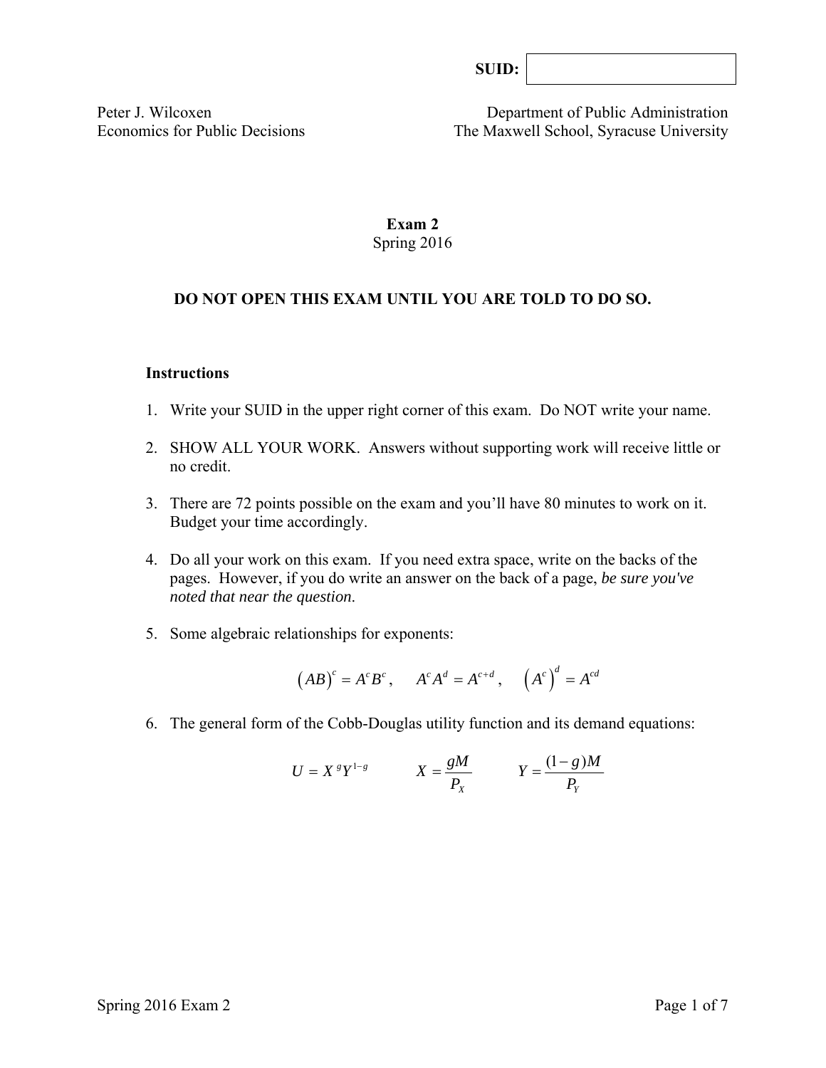**SUID:**

Peter J. Wilcoxen
Economics for Public Decisions

Department of Public Administration
The Maxwell School, Syracuse University

# Exam 2

Spring 2016

**DO NOT OPEN THIS EXAM UNTIL YOU ARE TOLD TO DO SO.**

**Instructions**

1. Write your SUID in the upper right corner of this exam. Do NOT write your name.

2. SHOW ALL YOUR WORK. Answers without supporting work will receive little or no credit.

3. There are 72 points possible on the exam and you'll have 80 minutes to work on it. Budget your time accordingly.

4. Do all your work on this exam. If you need extra space, write on the backs of the pages. However, if you do write an answer on the back of a page, *be sure you've noted that near the question*.

5. Some algebraic relationships for exponents:

$$\left(AB\right)^c = A^c B^c, \quad A^c A^d = A^{c+d}, \quad \left(A^c\right)^d = A^{cd}$$

6. The general form of the Cobb-Douglas utility function and its demand equations:

$$U = X^g Y^{1-g} \qquad X = \frac{gM}{P_X} \qquad Y = \frac{(1-g)M}{P_Y}$$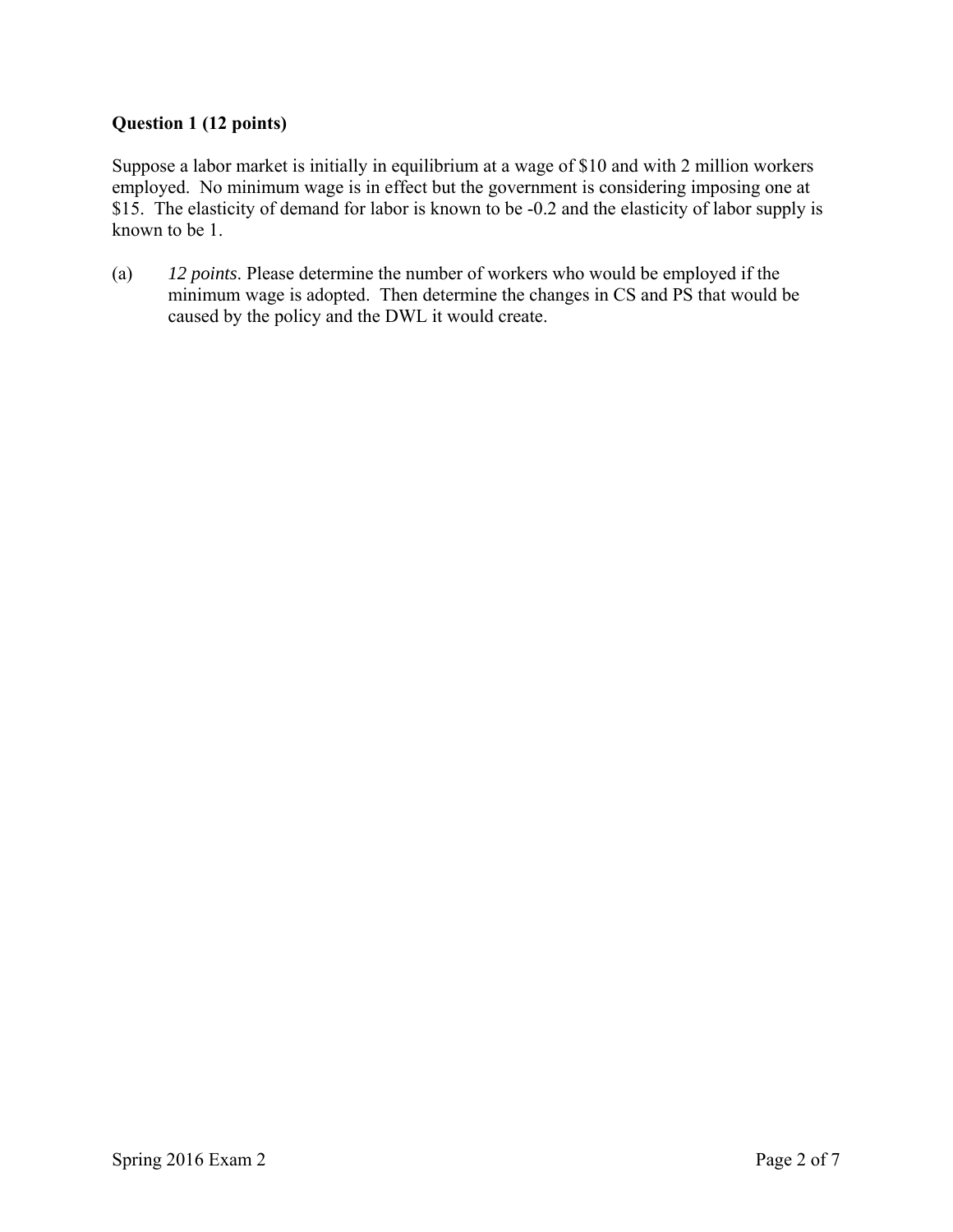**Question 1 (12 points)**

Suppose a labor market is initially in equilibrium at a wage of $10 and with 2 million workers employed. No minimum wage is in effect but the government is considering imposing one at $15. The elasticity of demand for labor is known to be -0.2 and the elasticity of labor supply is known to be 1.

(a) *12 points*. Please determine the number of workers who would be employed if the minimum wage is adopted. Then determine the changes in CS and PS that would be caused by the policy and the DWL it would create.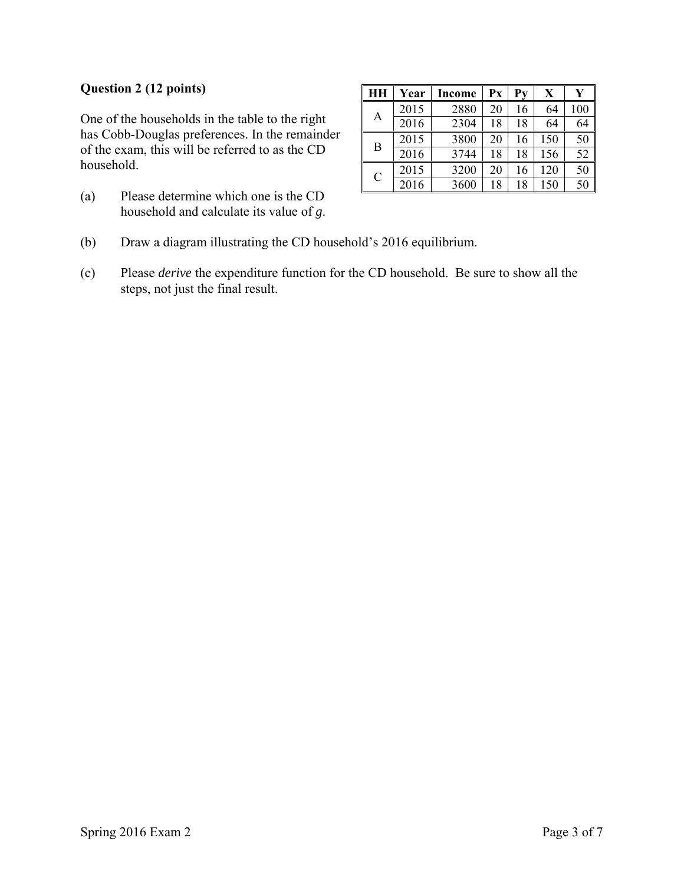**Question 2 (12 points)**

One of the households in the table to the right has Cobb-Douglas preferences. In the remainder of the exam, this will be referred to as the CD household.

| HH | Year | Income | Px | Py | X | Y |
|---|---|---|---|---|---|---|
| A | 2015 | 2880 | 20 | 16 | 64 | 100 |
| | 2016 | 2304 | 18 | 18 | 64 | 64 |
| B | 2015 | 3800 | 20 | 16 | 150 | 50 |
| | 2016 | 3744 | 18 | 18 | 156 | 52 |
| C | 2015 | 3200 | 20 | 16 | 120 | 50 |
| | 2016 | 3600 | 18 | 18 | 150 | 50 |

(a) Please determine which one is the CD household and calculate its value of $g$.

(b) Draw a diagram illustrating the CD household's 2016 equilibrium.

(c) Please *derive* the expenditure function for the CD household. Be sure to show all the steps, not just the final result.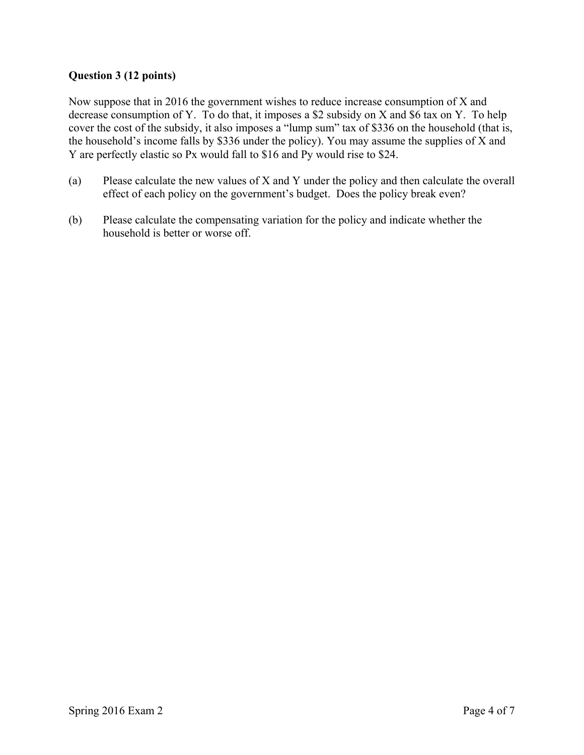**Question 3 (12 points)**

Now suppose that in 2016 the government wishes to reduce increase consumption of X and decrease consumption of Y. To do that, it imposes a \$2 subsidy on X and \$6 tax on Y. To help cover the cost of the subsidy, it also imposes a "lump sum" tax of \$336 on the household (that is, the household's income falls by \$336 under the policy). You may assume the supplies of X and Y are perfectly elastic so Px would fall to \$16 and Py would rise to \$24.

(a) Please calculate the new values of X and Y under the policy and then calculate the overall effect of each policy on the government's budget. Does the policy break even?

(b) Please calculate the compensating variation for the policy and indicate whether the household is better or worse off.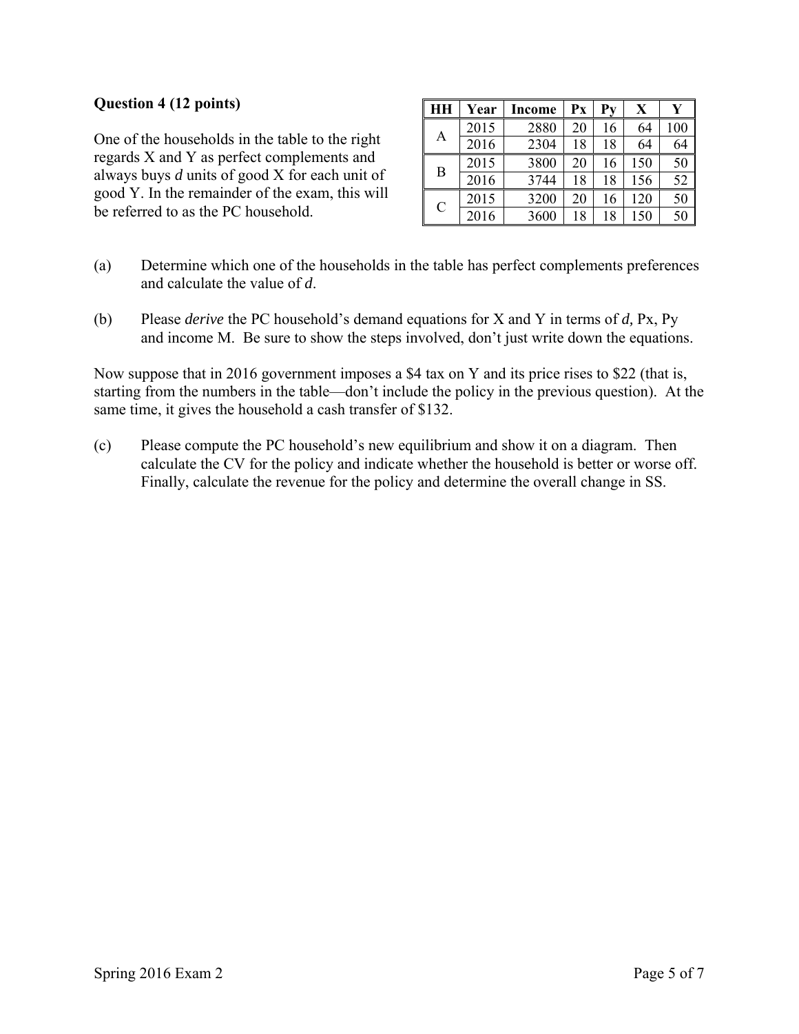**Question 4 (12 points)**

One of the households in the table to the right regards X and Y as perfect complements and always buys ***d*** units of good X for each unit of good Y. In the remainder of the exam, this will be referred to as the PC household.

| HH | Year | Income | Px | Py | X | Y |
|---|---|---|---|---|---|---|
| A | 2015 | 2880 | 20 | 16 | 64 | 100 |
| | 2016 | 2304 | 18 | 18 | 64 | 64 |
| B | 2015 | 3800 | 20 | 16 | 150 | 50 |
| | 2016 | 3744 | 18 | 18 | 156 | 52 |
| C | 2015 | 3200 | 20 | 16 | 120 | 50 |
| | 2016 | 3600 | 18 | 18 | 150 | 50 |

(a) Determine which one of the households in the table has perfect complements preferences and calculate the value of *d*.

(b) Please *derive* the PC household's demand equations for X and Y in terms of *d,* Px, Py and income M. Be sure to show the steps involved, don't just write down the equations.

Now suppose that in 2016 government imposes a \$4 tax on Y and its price rises to \$22 (that is, starting from the numbers in the table—don't include the policy in the previous question). At the same time, it gives the household a cash transfer of \$132.

(c) Please compute the PC household's new equilibrium and show it on a diagram. Then calculate the CV for the policy and indicate whether the household is better or worse off. Finally, calculate the revenue for the policy and determine the overall change in SS.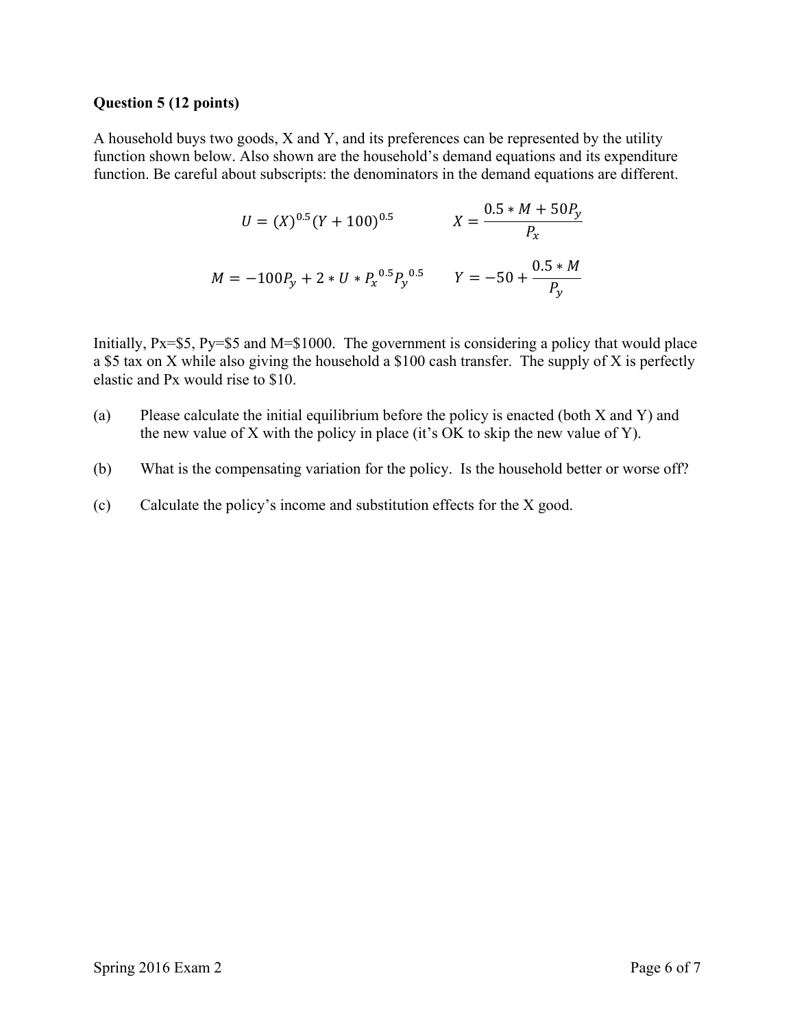**Question 5 (12 points)**

A household buys two goods, X and Y, and its preferences can be represented by the utility function shown below. Also shown are the household's demand equations and its expenditure function. Be careful about subscripts: the denominators in the demand equations are different.

$$U = (X)^{0.5}(Y + 100)^{0.5} \qquad X = \frac{0.5 * M + 50P_y}{P_x}$$

$$M = -100P_y + 2 * U * P_x^{\ 0.5}P_y^{\ 0.5} \qquad Y = -50 + \frac{0.5 * M}{P_y}$$

Initially, Px=$5, Py=$5 and M=$1000. The government is considering a policy that would place a $5 tax on X while also giving the household a $100 cash transfer. The supply of X is perfectly elastic and Px would rise to $10.

(a) Please calculate the initial equilibrium before the policy is enacted (both X and Y) and the new value of X with the policy in place (it's OK to skip the new value of Y).

(b) What is the compensating variation for the policy. Is the household better or worse off?

(c) Calculate the policy's income and substitution effects for the X good.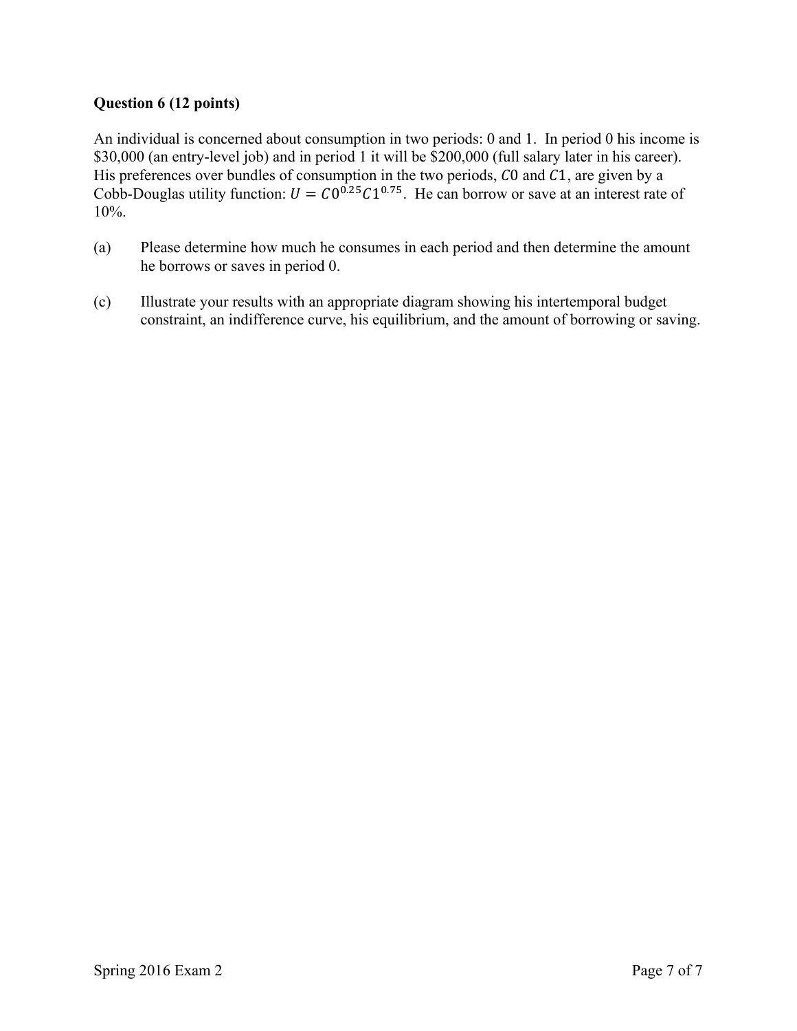**Question 6 (12 points)**

An individual is concerned about consumption in two periods: 0 and 1. In period 0 his income is \$30,000 (an entry-level job) and in period 1 it will be \$200,000 (full salary later in his career). His preferences over bundles of consumption in the two periods, $C0$ and $C1$, are given by a Cobb-Douglas utility function: $U = C0^{0.25}C1^{0.75}$. He can borrow or save at an interest rate of 10%.

(a) Please determine how much he consumes in each period and then determine the amount he borrows or saves in period 0.

(c) Illustrate your results with an appropriate diagram showing his intertemporal budget constraint, an indifference curve, his equilibrium, and the amount of borrowing or saving.